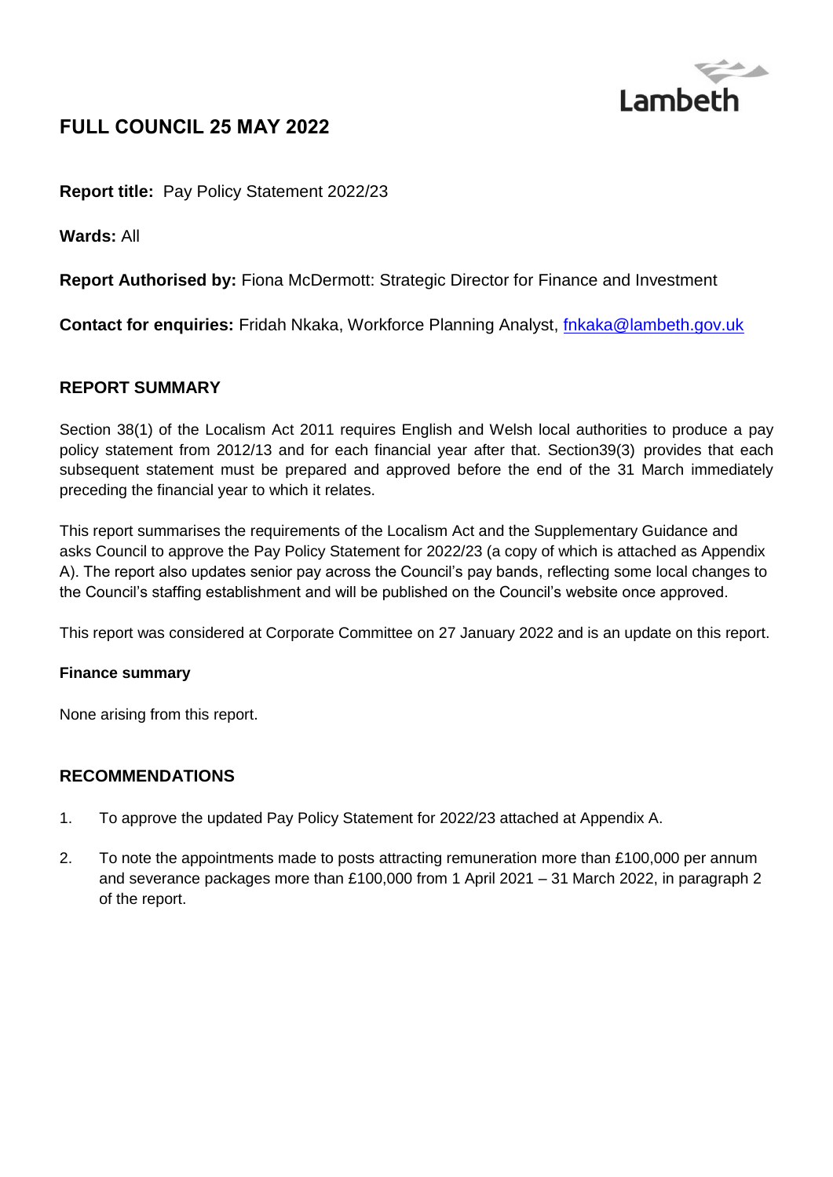Lambeth

# FULL COUNCIL 25 MAY 2022

**Report title:** Pay Policy Statement 2022/23

**Wards:** All

**Report Authorised by:** Fiona McDermott: Strategic Director for Finance and Investment

**Contact for enquiries:** Fridah Nkaka, Workforce Planning Analyst, fnkaka@lambeth.gov.uk

## REPORT SUMMARY

Section 38(1) of the Localism Act 2011 requires English and Welsh local authorities to produce a pay policy statement from 2012/13 and for each financial year after that. Section39(3) provides that each subsequent statement must be prepared and approved before the end of the 31 March immediately preceding the financial year to which it relates.

This report summarises the requirements of the Localism Act and the Supplementary Guidance and asks Council to approve the Pay Policy Statement for 2022/23 (a copy of which is attached as Appendix A). The report also updates senior pay across the Council's pay bands, reflecting some local changes to the Council's staffing establishment and will be published on the Council's website once approved.

This report was considered at Corporate Committee on 27 January 2022 and is an update on this report.

### Finance summary

None arising from this report.

## RECOMMENDATIONS

1. To approve the updated Pay Policy Statement for 2022/23 attached at Appendix A.
2. To note the appointments made to posts attracting remuneration more than £100,000 per annum and severance packages more than £100,000 from 1 April 2021 – 31 March 2022, in paragraph 2 of the report.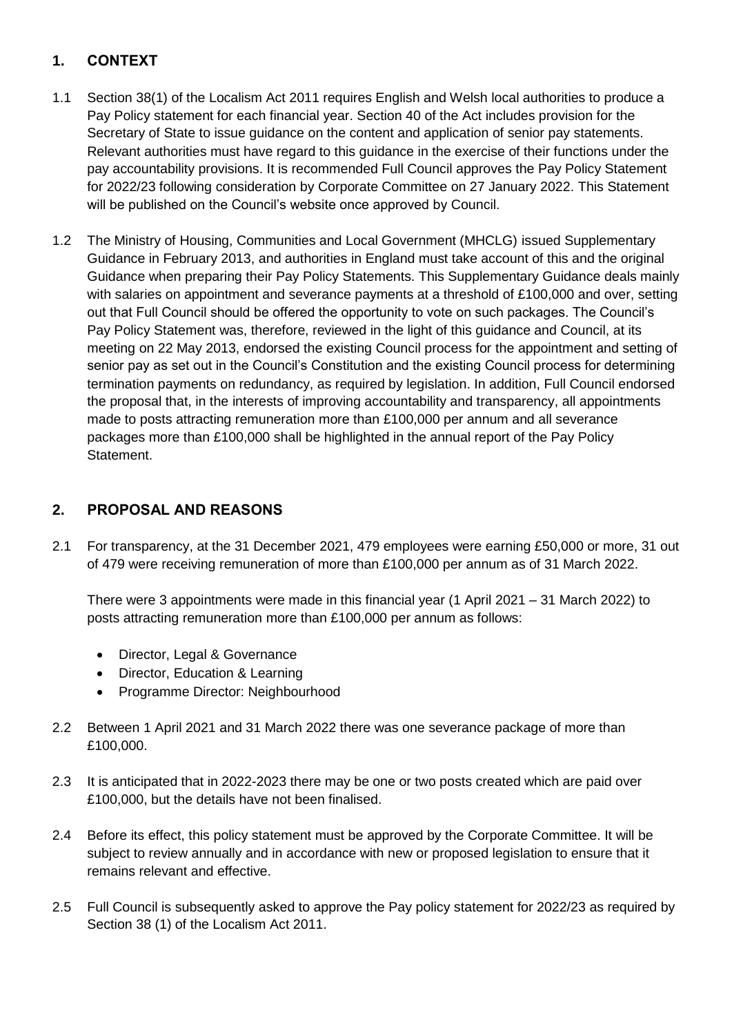## 1. CONTEXT

1.1 Section 38(1) of the Localism Act 2011 requires English and Welsh local authorities to produce a Pay Policy statement for each financial year. Section 40 of the Act includes provision for the Secretary of State to issue guidance on the content and application of senior pay statements. Relevant authorities must have regard to this guidance in the exercise of their functions under the pay accountability provisions. It is recommended Full Council approves the Pay Policy Statement for 2022/23 following consideration by Corporate Committee on 27 January 2022. This Statement will be published on the Council's website once approved by Council.

1.2 The Ministry of Housing, Communities and Local Government (MHCLG) issued Supplementary Guidance in February 2013, and authorities in England must take account of this and the original Guidance when preparing their Pay Policy Statements. This Supplementary Guidance deals mainly with salaries on appointment and severance payments at a threshold of £100,000 and over, setting out that Full Council should be offered the opportunity to vote on such packages. The Council's Pay Policy Statement was, therefore, reviewed in the light of this guidance and Council, at its meeting on 22 May 2013, endorsed the existing Council process for the appointment and setting of senior pay as set out in the Council's Constitution and the existing Council process for determining termination payments on redundancy, as required by legislation. In addition, Full Council endorsed the proposal that, in the interests of improving accountability and transparency, all appointments made to posts attracting remuneration more than £100,000 per annum and all severance packages more than £100,000 shall be highlighted in the annual report of the Pay Policy Statement.

## 2. PROPOSAL AND REASONS

2.1 For transparency, at the 31 December 2021, 479 employees were earning £50,000 or more, 31 out of 479 were receiving remuneration of more than £100,000 per annum as of 31 March 2022.

There were 3 appointments were made in this financial year (1 April 2021 – 31 March 2022) to posts attracting remuneration more than £100,000 per annum as follows:

- Director, Legal & Governance
- Director, Education & Learning
- Programme Director: Neighbourhood

2.2 Between 1 April 2021 and 31 March 2022 there was one severance package of more than £100,000.

2.3 It is anticipated that in 2022-2023 there may be one or two posts created which are paid over £100,000, but the details have not been finalised.

2.4 Before its effect, this policy statement must be approved by the Corporate Committee. It will be subject to review annually and in accordance with new or proposed legislation to ensure that it remains relevant and effective.

2.5 Full Council is subsequently asked to approve the Pay policy statement for 2022/23 as required by Section 38 (1) of the Localism Act 2011.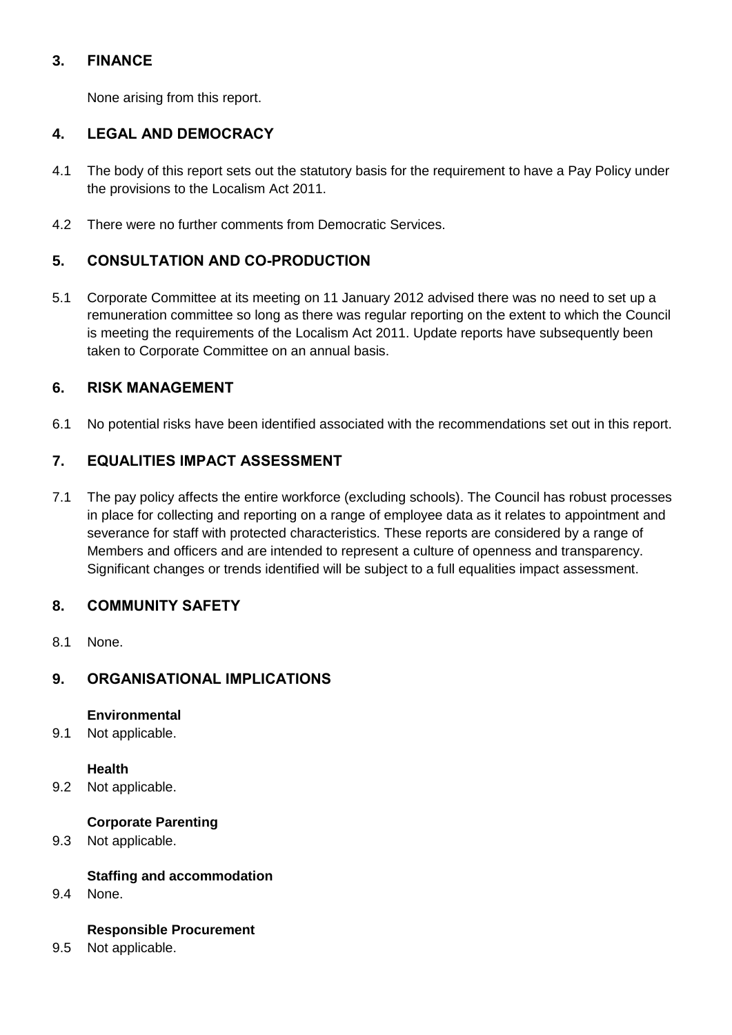## 3. FINANCE

None arising from this report.

## 4. LEGAL AND DEMOCRACY

4.1 The body of this report sets out the statutory basis for the requirement to have a Pay Policy under the provisions to the Localism Act 2011.

4.2 There were no further comments from Democratic Services.

## 5. CONSULTATION AND CO-PRODUCTION

5.1 Corporate Committee at its meeting on 11 January 2012 advised there was no need to set up a remuneration committee so long as there was regular reporting on the extent to which the Council is meeting the requirements of the Localism Act 2011. Update reports have subsequently been taken to Corporate Committee on an annual basis.

## 6. RISK MANAGEMENT

6.1 No potential risks have been identified associated with the recommendations set out in this report.

## 7. EQUALITIES IMPACT ASSESSMENT

7.1 The pay policy affects the entire workforce (excluding schools). The Council has robust processes in place for collecting and reporting on a range of employee data as it relates to appointment and severance for staff with protected characteristics. These reports are considered by a range of Members and officers and are intended to represent a culture of openness and transparency. Significant changes or trends identified will be subject to a full equalities impact assessment.

## 8. COMMUNITY SAFETY

8.1 None.

## 9. ORGANISATIONAL IMPLICATIONS

**Environmental**

9.1 Not applicable.

**Health**

9.2 Not applicable.

**Corporate Parenting**

9.3 Not applicable.

**Staffing and accommodation**

9.4 None.

**Responsible Procurement**

9.5 Not applicable.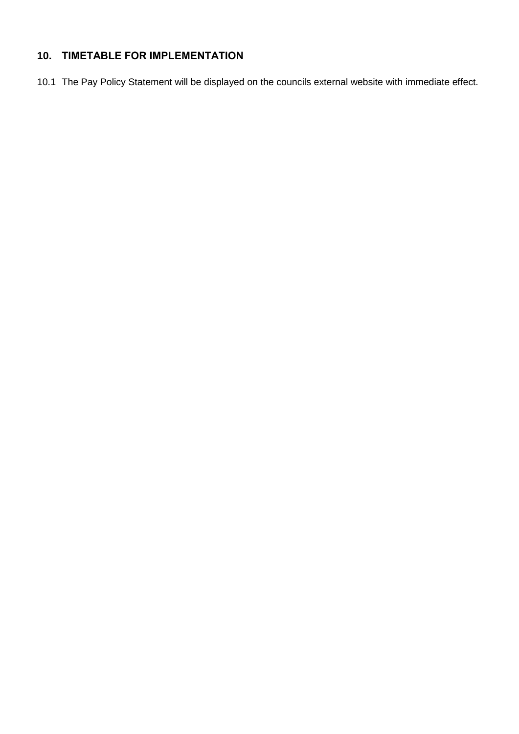## 10. TIMETABLE FOR IMPLEMENTATION

10.1 The Pay Policy Statement will be displayed on the councils external website with immediate effect.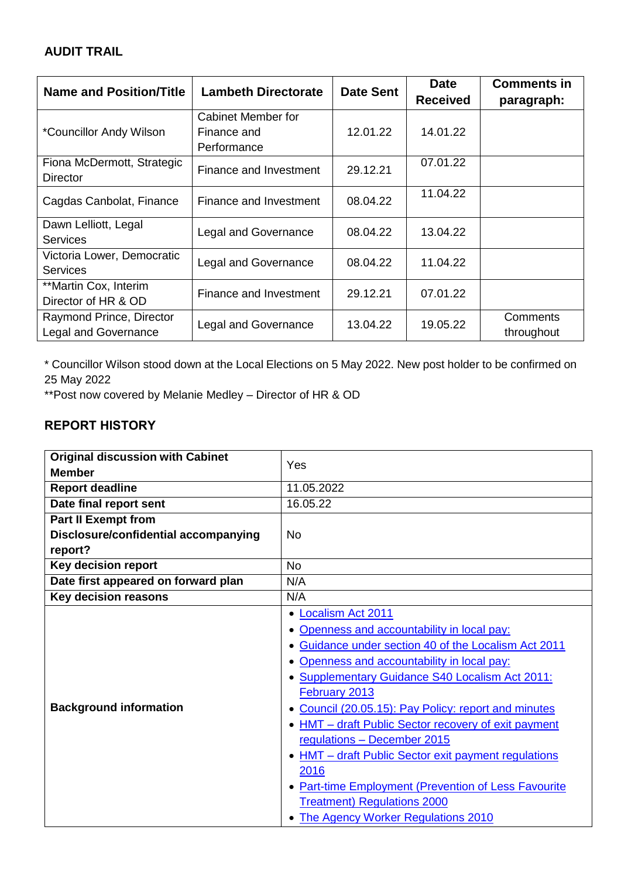## AUDIT TRAIL

| Name and Position/Title | Lambeth Directorate | Date Sent | Date Received | Comments in paragraph: |
|---|---|---|---|---|
| *Councillor Andy Wilson | Cabinet Member for Finance and Performance | 12.01.22 | 14.01.22 | |
| Fiona McDermott, Strategic Director | Finance and Investment | 29.12.21 | 07.01.22 | |
| Cagdas Canbolat, Finance | Finance and Investment | 08.04.22 | 11.04.22 | |
| Dawn Lelliott, Legal Services | Legal and Governance | 08.04.22 | 13.04.22 | |
| Victoria Lower, Democratic Services | Legal and Governance | 08.04.22 | 11.04.22 | |
| **Martin Cox, Interim Director of HR & OD | Finance and Investment | 29.12.21 | 07.01.22 | |
| Raymond Prince, Director Legal and Governance | Legal and Governance | 13.04.22 | 19.05.22 | Comments throughout |

* Councillor Wilson stood down at the Local Elections on 5 May 2022. New post holder to be confirmed on 25 May 2022

**Post now covered by Melanie Medley – Director of HR & OD

## REPORT HISTORY

| | |
|---|---|
| **Original discussion with Cabinet Member** | Yes |
| **Report deadline** | 11.05.2022 |
| **Date final report sent** | 16.05.22 |
| **Part II Exempt from Disclosure/confidential accompanying report?** | No |
| **Key decision report** | No |
| **Date first appeared on forward plan** | N/A |
| **Key decision reasons** | N/A |
| **Background information** | • Localism Act 2011<br>• Openness and accountability in local pay:<br>• Guidance under section 40 of the Localism Act 2011<br>• Openness and accountability in local pay:<br>• Supplementary Guidance S40 Localism Act 2011: February 2013<br>• Council (20.05.15): Pay Policy: report and minutes<br>• HMT – draft Public Sector recovery of exit payment regulations – December 2015<br>• HMT – draft Public Sector exit payment regulations 2016<br>• Part-time Employment (Prevention of Less Favourite Treatment) Regulations 2000<br>• The Agency Worker Regulations 2010 |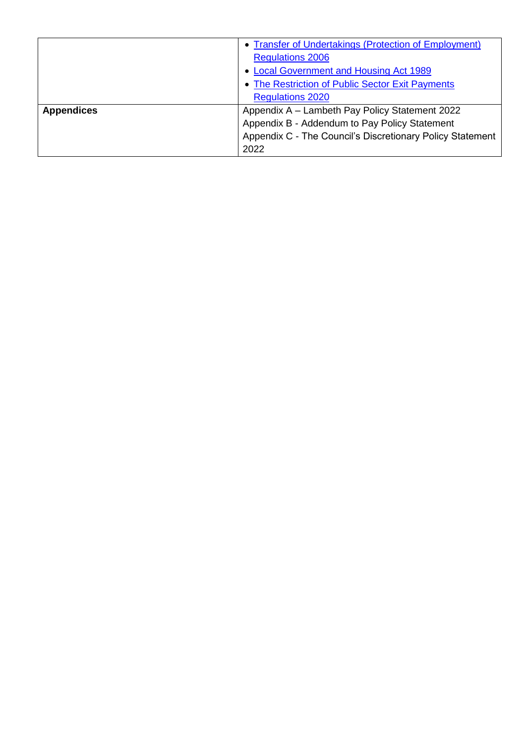| | |
|---|---|
| | • Transfer of Undertakings (Protection of Employment) Regulations 2006<br>• Local Government and Housing Act 1989<br>• The Restriction of Public Sector Exit Payments Regulations 2020 |
| **Appendices** | Appendix A – Lambeth Pay Policy Statement 2022<br>Appendix B - Addendum to Pay Policy Statement<br>Appendix C - The Council's Discretionary Policy Statement 2022 |